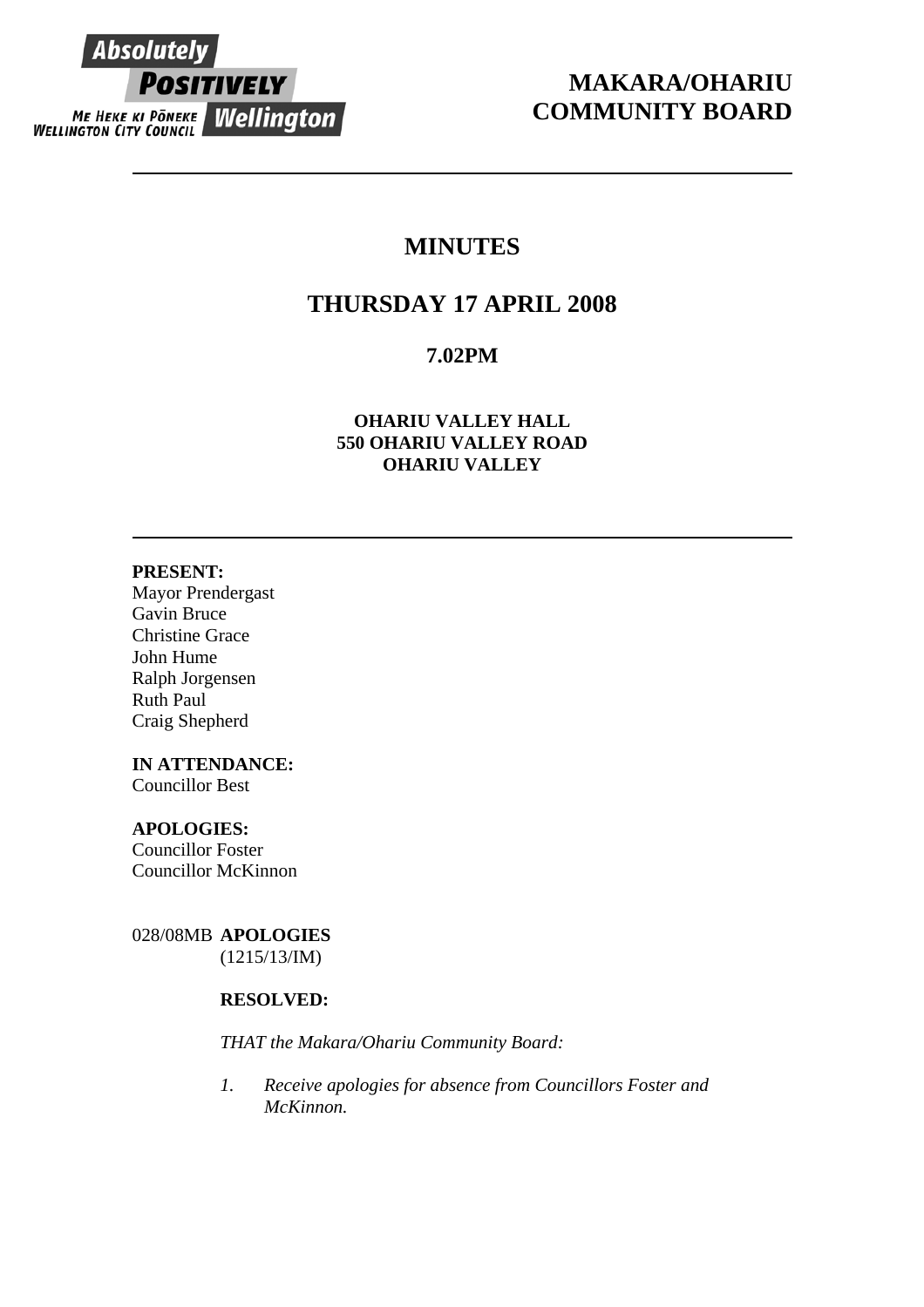Absolutely POSITIVELY Wellington
ME HEKE KI PŌNEKE
WELLINGTON CITY COUNCIL

# MAKARA/OHARIU COMMUNITY BOARD

---

# MINUTES

## THURSDAY 17 APRIL 2008

### 7.02PM

**OHARIU VALLEY HALL**
**550 OHARIU VALLEY ROAD**
**OHARIU VALLEY**

---

**PRESENT:**
Mayor Prendergast
Gavin Bruce
Christine Grace
John Hume
Ralph Jorgensen
Ruth Paul
Craig Shepherd

**IN ATTENDANCE:**
Councillor Best

**APOLOGIES:**
Councillor Foster
Councillor McKinnon

028/08MB **APOLOGIES**
(1215/13/IM)

**RESOLVED:**

*THAT the Makara/Ohariu Community Board:*

1. *Receive apologies for absence from Councillors Foster and McKinnon.*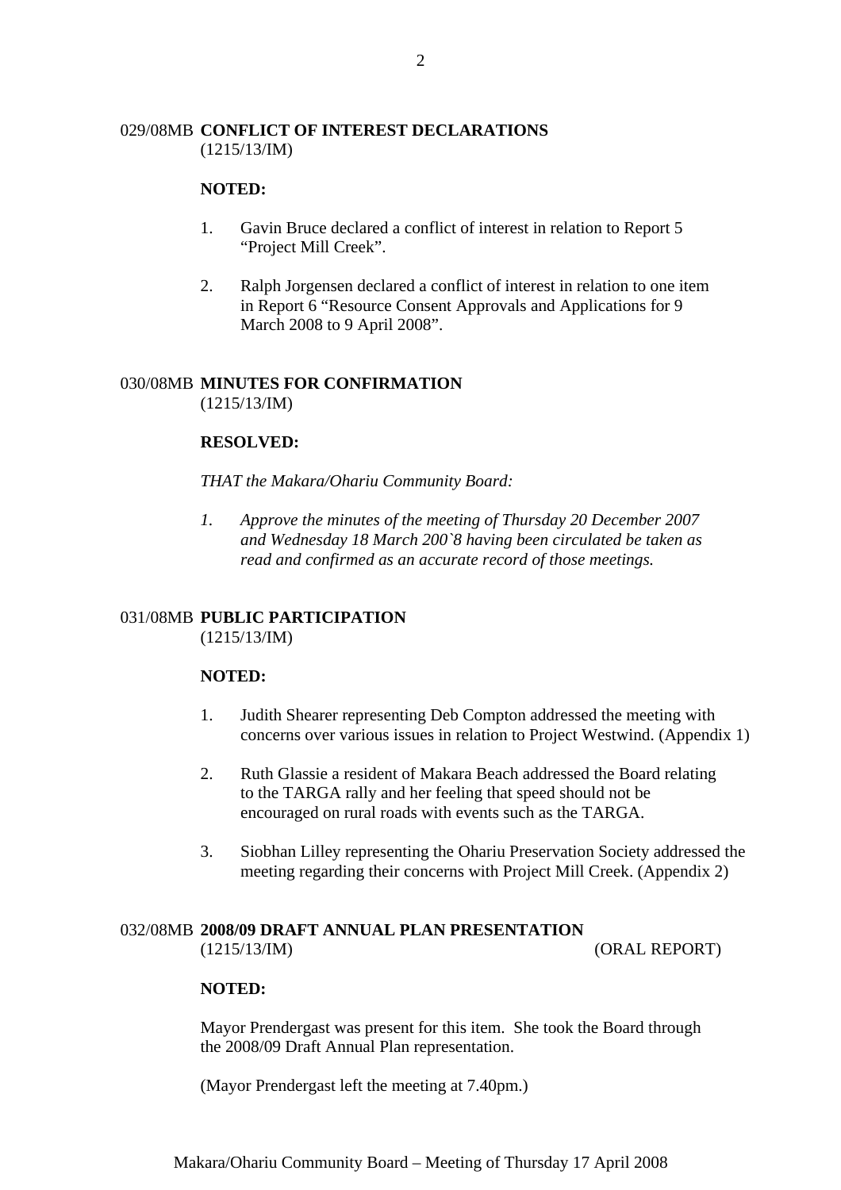029/08MB **CONFLICT OF INTEREST DECLARATIONS**
(1215/13/IM)

**NOTED:**

1. Gavin Bruce declared a conflict of interest in relation to Report 5 “Project Mill Creek”.

2. Ralph Jorgensen declared a conflict of interest in relation to one item in Report 6 “Resource Consent Approvals and Applications for 9 March 2008 to 9 April 2008”.

030/08MB **MINUTES FOR CONFIRMATION**
(1215/13/IM)

**RESOLVED:**

*THAT the Makara/Ohariu Community Board:*

*1. Approve the minutes of the meeting of Thursday 20 December 2007 and Wednesday 18 March 200`8 having been circulated be taken as read and confirmed as an accurate record of those meetings.*

031/08MB **PUBLIC PARTICIPATION**
(1215/13/IM)

**NOTED:**

1. Judith Shearer representing Deb Compton addressed the meeting with concerns over various issues in relation to Project Westwind. (Appendix 1)

2. Ruth Glassie a resident of Makara Beach addressed the Board relating to the TARGA rally and her feeling that speed should not be encouraged on rural roads with events such as the TARGA.

3. Siobhan Lilley representing the Ohariu Preservation Society addressed the meeting regarding their concerns with Project Mill Creek. (Appendix 2)

032/08MB **2008/09 DRAFT ANNUAL PLAN PRESENTATION**
(1215/13/IM) (ORAL REPORT)

**NOTED:**

Mayor Prendergast was present for this item. She took the Board through the 2008/09 Draft Annual Plan representation.

(Mayor Prendergast left the meeting at 7.40pm.)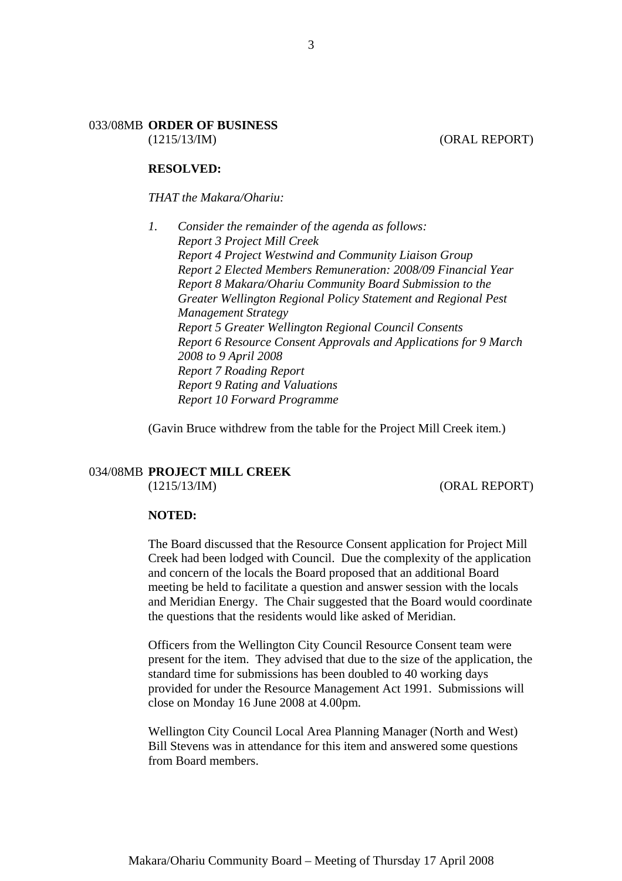033/08MB **ORDER OF BUSINESS**
(1215/13/IM) (ORAL REPORT)

**RESOLVED:**

*THAT the Makara/Ohariu:*

1. *Consider the remainder of the agenda as follows:*
   *Report 3 Project Mill Creek*
   *Report 4 Project Westwind and Community Liaison Group*
   *Report 2 Elected Members Remuneration: 2008/09 Financial Year*
   *Report 8 Makara/Ohariu Community Board Submission to the Greater Wellington Regional Policy Statement and Regional Pest Management Strategy*
   *Report 5 Greater Wellington Regional Council Consents*
   *Report 6 Resource Consent Approvals and Applications for 9 March 2008 to 9 April 2008*
   *Report 7 Roading Report*
   *Report 9 Rating and Valuations*
   *Report 10 Forward Programme*

(Gavin Bruce withdrew from the table for the Project Mill Creek item.)

034/08MB **PROJECT MILL CREEK**
(1215/13/IM) (ORAL REPORT)

**NOTED:**

The Board discussed that the Resource Consent application for Project Mill Creek had been lodged with Council. Due the complexity of the application and concern of the locals the Board proposed that an additional Board meeting be held to facilitate a question and answer session with the locals and Meridian Energy. The Chair suggested that the Board would coordinate the questions that the residents would like asked of Meridian.

Officers from the Wellington City Council Resource Consent team were present for the item. They advised that due to the size of the application, the standard time for submissions has been doubled to 40 working days provided for under the Resource Management Act 1991. Submissions will close on Monday 16 June 2008 at 4.00pm.

Wellington City Council Local Area Planning Manager (North and West) Bill Stevens was in attendance for this item and answered some questions from Board members.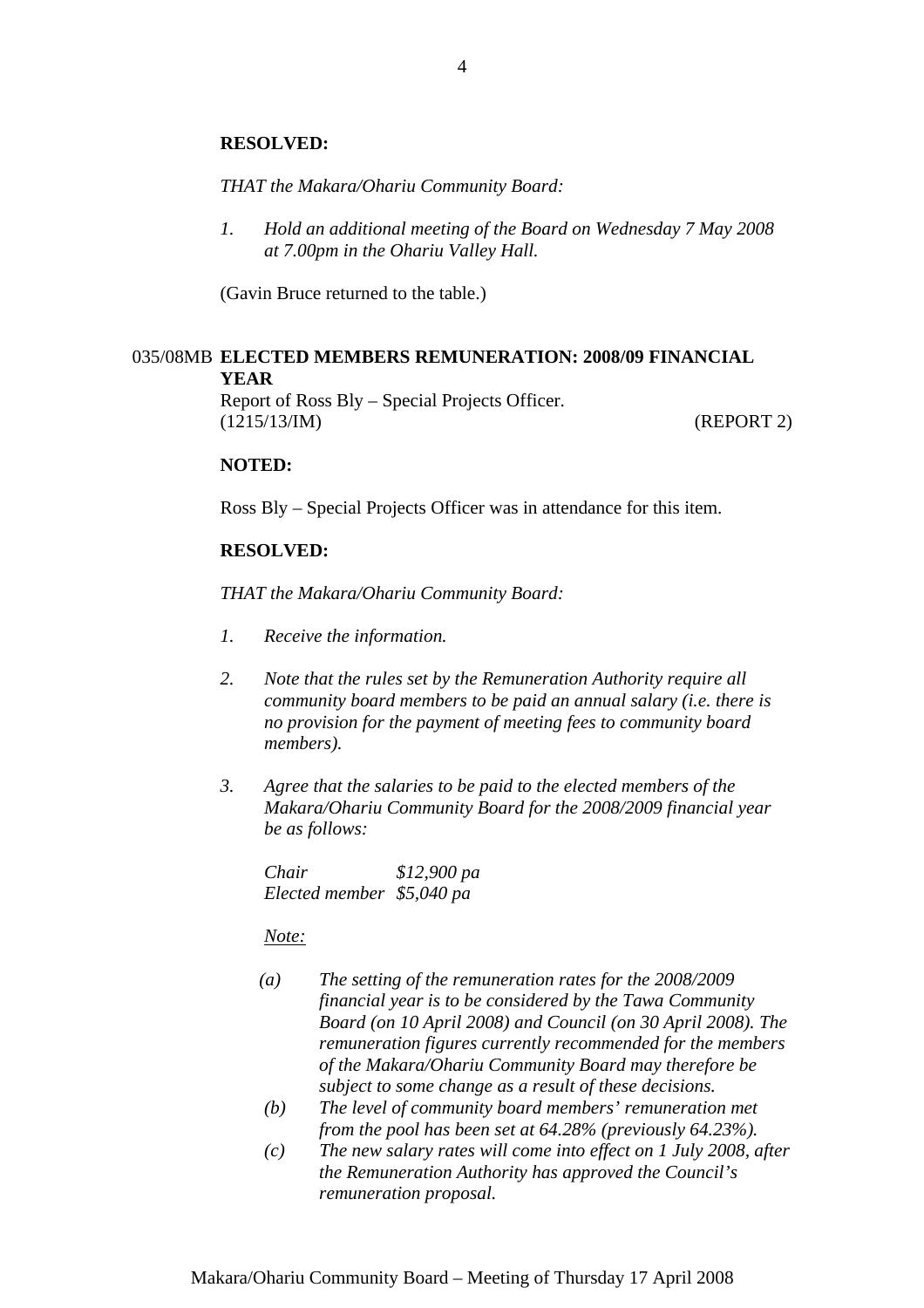**RESOLVED:**

*THAT the Makara/Ohariu Community Board:*

1. *Hold an additional meeting of the Board on Wednesday 7 May 2008 at 7.00pm in the Ohariu Valley Hall.*

(Gavin Bruce returned to the table.)

035/08MB **ELECTED MEMBERS REMUNERATION: 2008/09 FINANCIAL YEAR**

Report of Ross Bly – Special Projects Officer.
(1215/13/IM) (REPORT 2)

**NOTED:**

Ross Bly – Special Projects Officer was in attendance for this item.

**RESOLVED:**

*THAT the Makara/Ohariu Community Board:*

1. *Receive the information.*

2. *Note that the rules set by the Remuneration Authority require all community board members to be paid an annual salary (i.e. there is no provision for the payment of meeting fees to community board members).*

3. *Agree that the salaries to be paid to the elected members of the Makara/Ohariu Community Board for the 2008/2009 financial year be as follows:*

   *Chair* *$12,900 pa*
   *Elected member* *$5,040 pa*

   *Note:*

   (a) *The setting of the remuneration rates for the 2008/2009 financial year is to be considered by the Tawa Community Board (on 10 April 2008) and Council (on 30 April 2008). The remuneration figures currently recommended for the members of the Makara/Ohariu Community Board may therefore be subject to some change as a result of these decisions.*
   (b) *The level of community board members' remuneration met from the pool has been set at 64.28% (previously 64.23%).*
   (c) *The new salary rates will come into effect on 1 July 2008, after the Remuneration Authority has approved the Council's remuneration proposal.*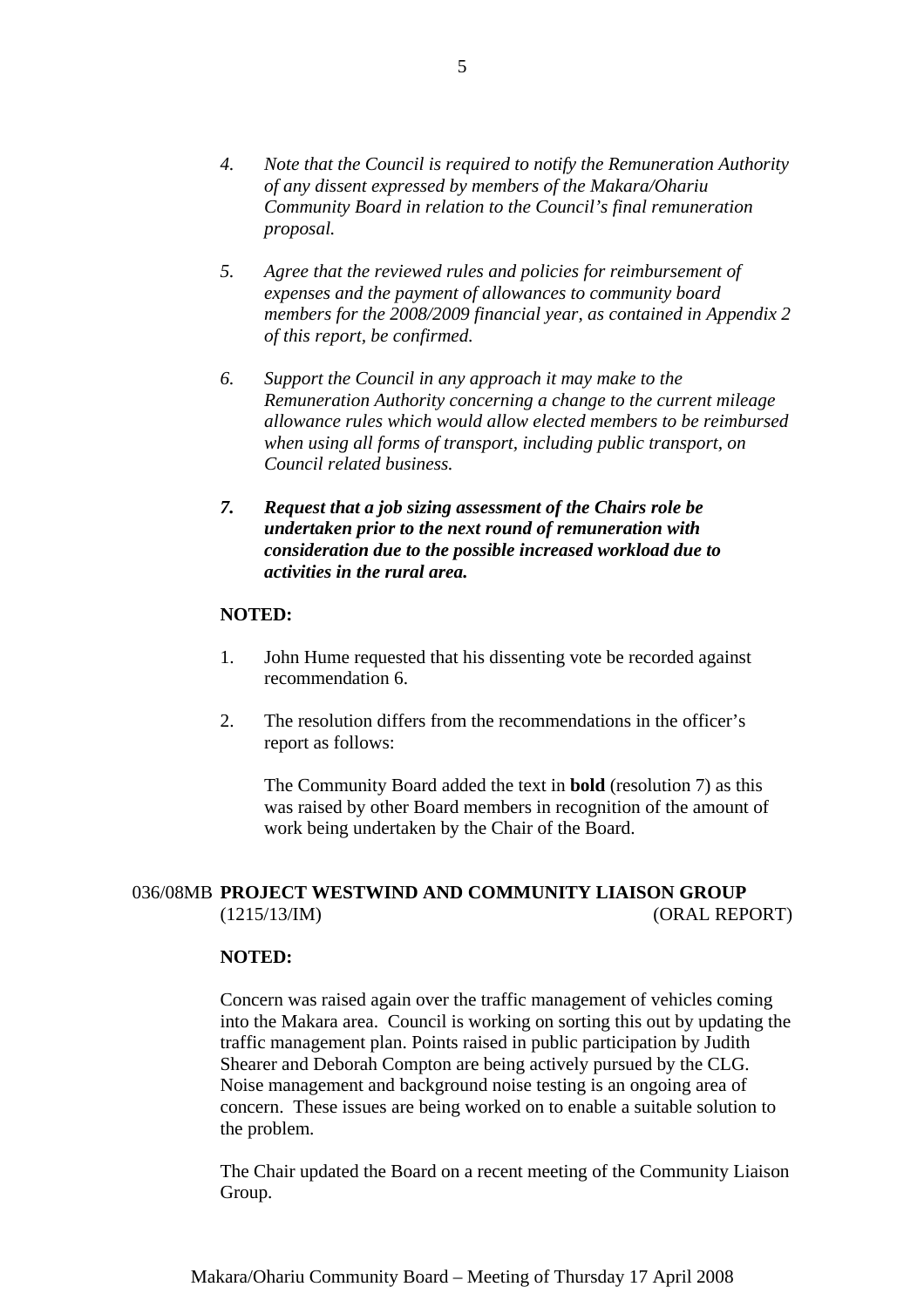4. *Note that the Council is required to notify the Remuneration Authority of any dissent expressed by members of the Makara/Ohariu Community Board in relation to the Council's final remuneration proposal.*

5. *Agree that the reviewed rules and policies for reimbursement of expenses and the payment of allowances to community board members for the 2008/2009 financial year, as contained in Appendix 2 of this report, be confirmed.*

6. *Support the Council in any approach it may make to the Remuneration Authority concerning a change to the current mileage allowance rules which would allow elected members to be reimbursed when using all forms of transport, including public transport, on Council related business.*

7. ***Request that a job sizing assessment of the Chairs role be undertaken prior to the next round of remuneration with consideration due to the possible increased workload due to activities in the rural area.***

**NOTED:**

1. John Hume requested that his dissenting vote be recorded against recommendation 6.

2. The resolution differs from the recommendations in the officer's report as follows:

   The Community Board added the text in **bold** (resolution 7) as this was raised by other Board members in recognition of the amount of work being undertaken by the Chair of the Board.

036/08MB **PROJECT WESTWIND AND COMMUNITY LIAISON GROUP**
(1215/13/IM) (ORAL REPORT)

**NOTED:**

Concern was raised again over the traffic management of vehicles coming into the Makara area. Council is working on sorting this out by updating the traffic management plan. Points raised in public participation by Judith Shearer and Deborah Compton are being actively pursued by the CLG. Noise management and background noise testing is an ongoing area of concern. These issues are being worked on to enable a suitable solution to the problem.

The Chair updated the Board on a recent meeting of the Community Liaison Group.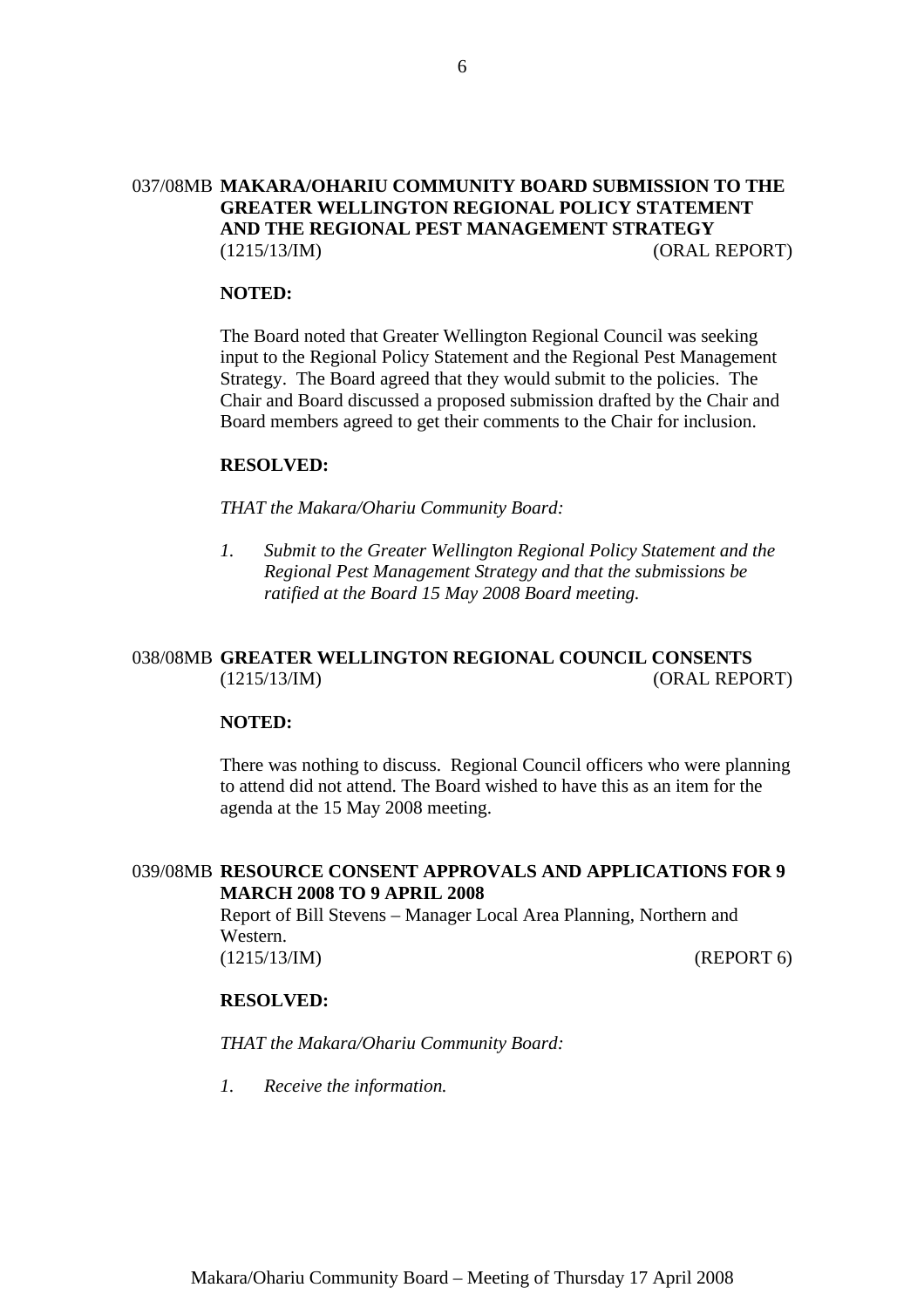## 037/08MB MAKARA/OHARIU COMMUNITY BOARD SUBMISSION TO THE GREATER WELLINGTON REGIONAL POLICY STATEMENT AND THE REGIONAL PEST MANAGEMENT STRATEGY

(1215/13/IM) (ORAL REPORT)

**NOTED:**

The Board noted that Greater Wellington Regional Council was seeking input to the Regional Policy Statement and the Regional Pest Management Strategy. The Board agreed that they would submit to the policies. The Chair and Board discussed a proposed submission drafted by the Chair and Board members agreed to get their comments to the Chair for inclusion.

**RESOLVED:**

*THAT the Makara/Ohariu Community Board:*

1. *Submit to the Greater Wellington Regional Policy Statement and the Regional Pest Management Strategy and that the submissions be ratified at the Board 15 May 2008 Board meeting.*

## 038/08MB GREATER WELLINGTON REGIONAL COUNCIL CONSENTS

(1215/13/IM) (ORAL REPORT)

**NOTED:**

There was nothing to discuss. Regional Council officers who were planning to attend did not attend. The Board wished to have this as an item for the agenda at the 15 May 2008 meeting.

## 039/08MB RESOURCE CONSENT APPROVALS AND APPLICATIONS FOR 9 MARCH 2008 TO 9 APRIL 2008

Report of Bill Stevens – Manager Local Area Planning, Northern and Western.

(1215/13/IM) (REPORT 6)

**RESOLVED:**

*THAT the Makara/Ohariu Community Board:*

1. *Receive the information.*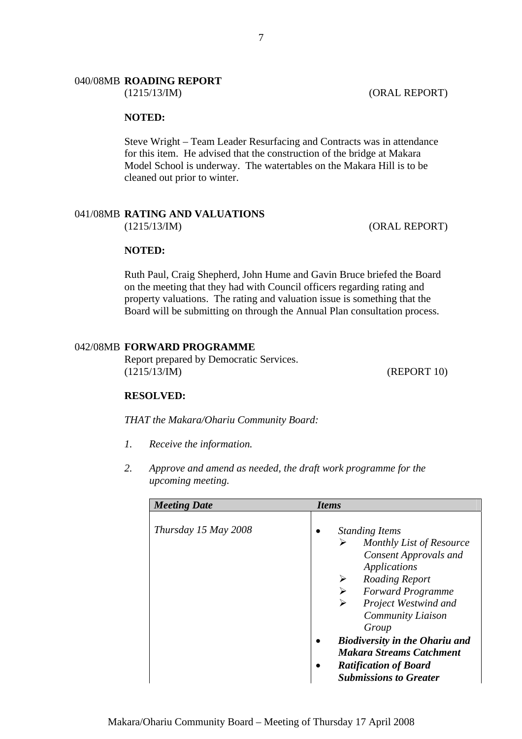### 040/08MB ROADING REPORT

(1215/13/IM) (ORAL REPORT)

**NOTED:**

Steve Wright – Team Leader Resurfacing and Contracts was in attendance for this item. He advised that the construction of the bridge at Makara Model School is underway. The watertables on the Makara Hill is to be cleaned out prior to winter.

### 041/08MB RATING AND VALUATIONS

(1215/13/IM) (ORAL REPORT)

**NOTED:**

Ruth Paul, Craig Shepherd, John Hume and Gavin Bruce briefed the Board on the meeting that they had with Council officers regarding rating and property valuations. The rating and valuation issue is something that the Board will be submitting on through the Annual Plan consultation process.

### 042/08MB FORWARD PROGRAMME

Report prepared by Democratic Services.
(1215/13/IM) (REPORT 10)

**RESOLVED:**

*THAT the Makara/Ohariu Community Board:*

1. *Receive the information.*
2. *Approve and amend as needed, the draft work programme for the upcoming meeting.*

| *Meeting Date* | *Items* |
|---|---|
| *Thursday 15 May 2008* | • *Standing Items*<br>➢ *Monthly List of Resource Consent Approvals and Applications*<br>➢ *Roading Report*<br>➢ *Forward Programme*<br>➢ *Project Westwind and Community Liaison Group*<br>• ***Biodiversity in the Ohariu and Makara Streams Catchment***<br>• ***Ratification of Board Submissions to Greater*** |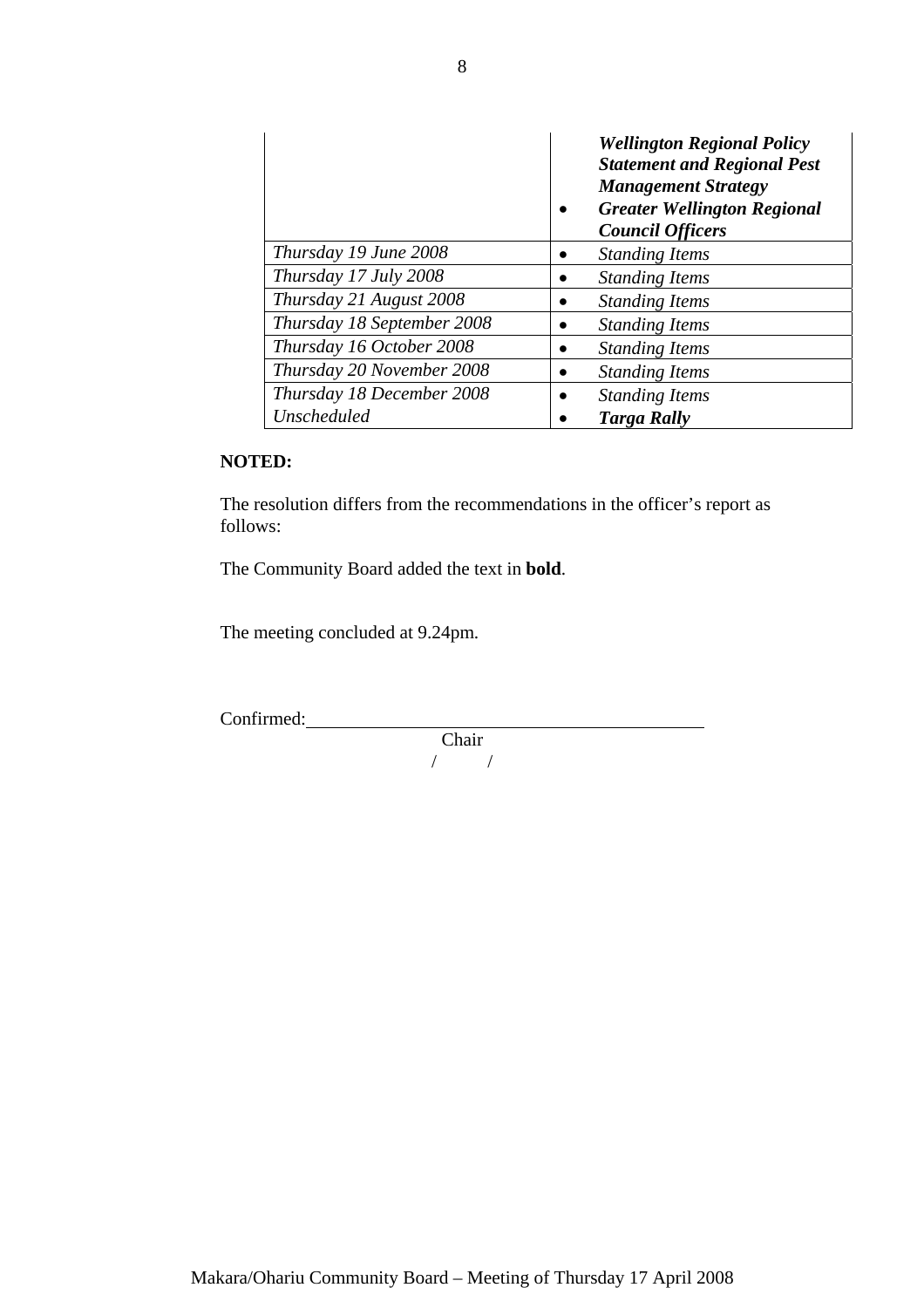| | |
|---|---|
| | ***Wellington Regional Policy Statement and Regional Pest Management Strategy***<br>• ***Greater Wellington Regional Council Officers*** |
| *Thursday 19 June 2008* | • *Standing Items* |
| *Thursday 17 July 2008* | • *Standing Items* |
| *Thursday 21 August 2008* | • *Standing Items* |
| *Thursday 18 September 2008* | • *Standing Items* |
| *Thursday 16 October 2008* | • *Standing Items* |
| *Thursday 20 November 2008* | • *Standing Items* |
| *Thursday 18 December 2008*<br>*Unscheduled* | • *Standing Items*<br>• ***Targa Rally*** |

**NOTED:**

The resolution differs from the recommendations in the officer's report as follows:

The Community Board added the text in **bold**.

The meeting concluded at 9.24pm.

Confirmed: ______________________________

Chair

/ /